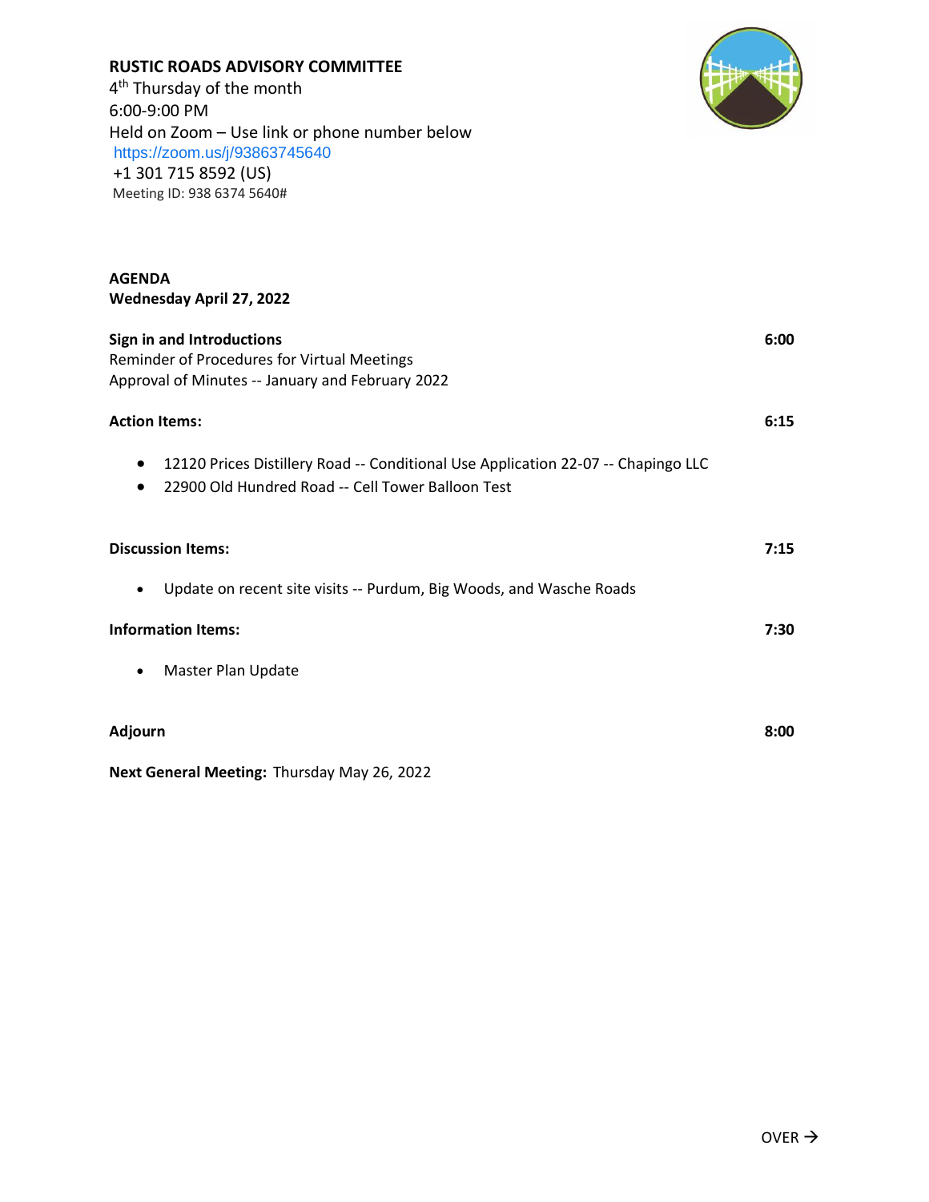**RUSTIC ROADS ADVISORY COMMITTEE**
4th Thursday of the month
6:00-9:00 PM
Held on Zoom – Use link or phone number below
https://zoom.us/j/93863745640
+1 301 715 8592 (US)
Meeting ID: 938 6374 5640#

**AGENDA**
**Wednesday April 27, 2022**

**Sign in and Introductions** **6:00**
Reminder of Procedures for Virtual Meetings
Approval of Minutes -- January and February 2022

**Action Items:** **6:15**

- 12120 Prices Distillery Road -- Conditional Use Application 22-07 -- Chapingo LLC
- 22900 Old Hundred Road -- Cell Tower Balloon Test

**Discussion Items:** **7:15**

- Update on recent site visits -- Purdum, Big Woods, and Wasche Roads

**Information Items:** **7:30**

- Master Plan Update

**Adjourn** **8:00**

**Next General Meeting:** Thursday May 26, 2022

OVER →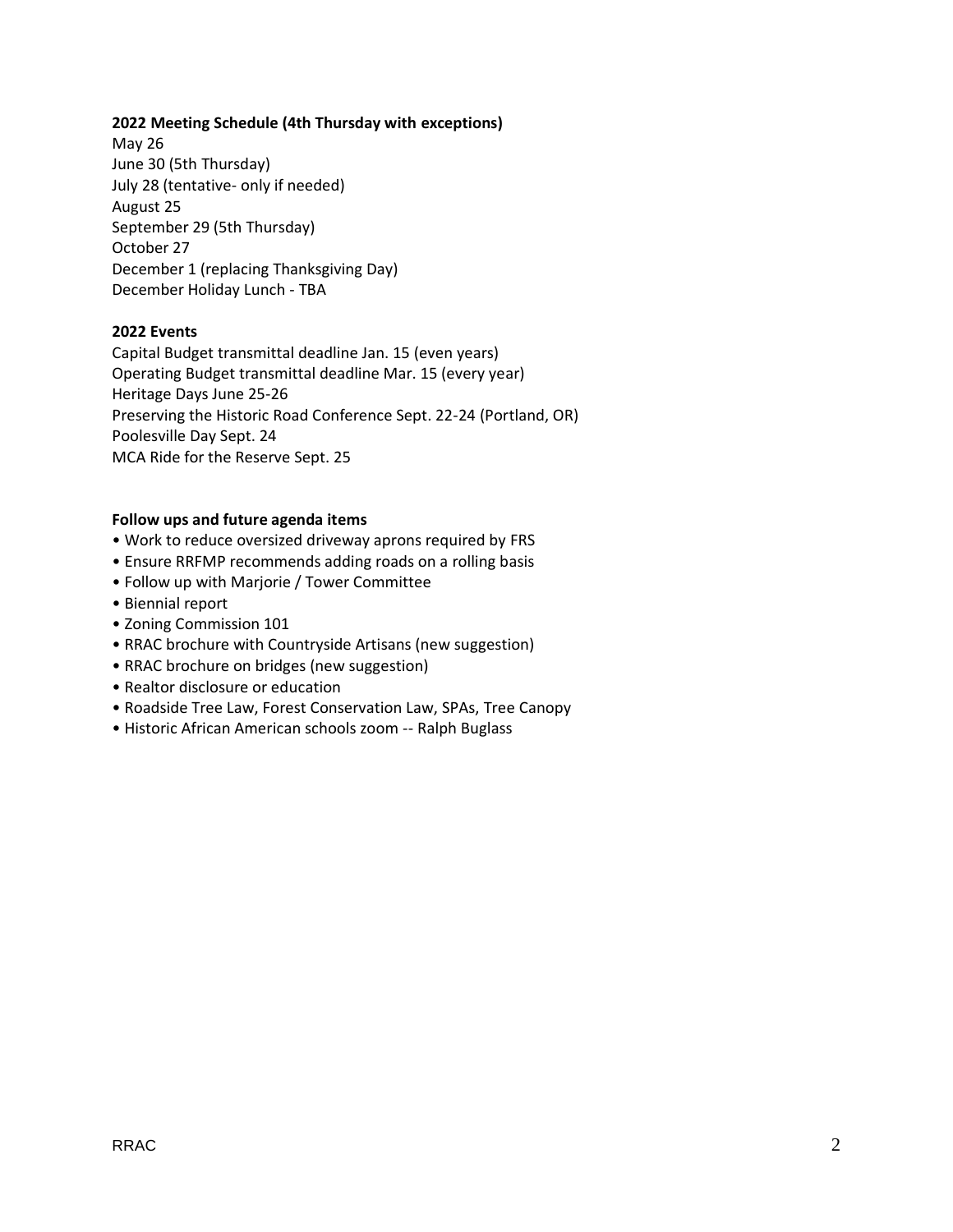**2022 Meeting Schedule (4th Thursday with exceptions)**

May 26
June 30 (5th Thursday)
July 28 (tentative- only if needed)
August 25
September 29 (5th Thursday)
October 27
December 1 (replacing Thanksgiving Day)
December Holiday Lunch - TBA

**2022 Events**

Capital Budget transmittal deadline Jan. 15 (even years)
Operating Budget transmittal deadline Mar. 15 (every year)
Heritage Days June 25-26
Preserving the Historic Road Conference Sept. 22-24 (Portland, OR)
Poolesville Day Sept. 24
MCA Ride for the Reserve Sept. 25

**Follow ups and future agenda items**

- Work to reduce oversized driveway aprons required by FRS
- Ensure RRFMP recommends adding roads on a rolling basis
- Follow up with Marjorie / Tower Committee
- Biennial report
- Zoning Commission 101
- RRAC brochure with Countryside Artisans (new suggestion)
- RRAC brochure on bridges (new suggestion)
- Realtor disclosure or education
- Roadside Tree Law, Forest Conservation Law, SPAs, Tree Canopy
- Historic African American schools zoom -- Ralph Buglass